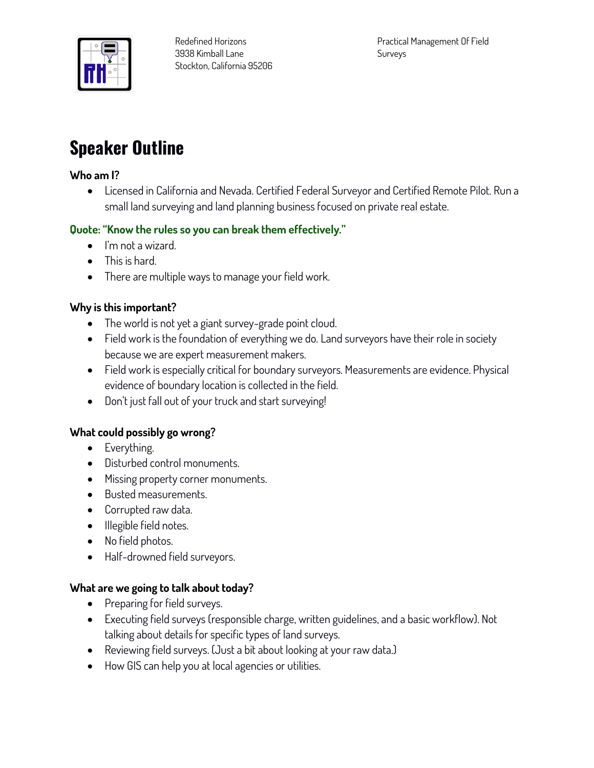Redefined Horizons
3938 Kimball Lane
Stockton, California 95206

Practical Management Of Field Surveys

# Speaker Outline

**Who am I?**

- Licensed in California and Nevada. Certified Federal Surveyor and Certified Remote Pilot. Run a small land surveying and land planning business focused on private real estate.

**Quote: "Know the rules so you can break them effectively."**

- I'm not a wizard.
- This is hard.
- There are multiple ways to manage your field work.

**Why is this important?**

- The world is not yet a giant survey-grade point cloud.
- Field work is the foundation of everything we do. Land surveyors have their role in society because we are expert measurement makers.
- Field work is especially critical for boundary surveyors. Measurements are evidence. Physical evidence of boundary location is collected in the field.
- Don't just fall out of your truck and start surveying!

**What could possibly go wrong?**

- Everything.
- Disturbed control monuments.
- Missing property corner monuments.
- Busted measurements.
- Corrupted raw data.
- Illegible field notes.
- No field photos.
- Half-drowned field surveyors.

**What are we going to talk about today?**

- Preparing for field surveys.
- Executing field surveys (responsible charge, written guidelines, and a basic workflow). Not talking about details for specific types of land surveys.
- Reviewing field surveys. (Just a bit about looking at your raw data.)
- How GIS can help you at local agencies or utilities.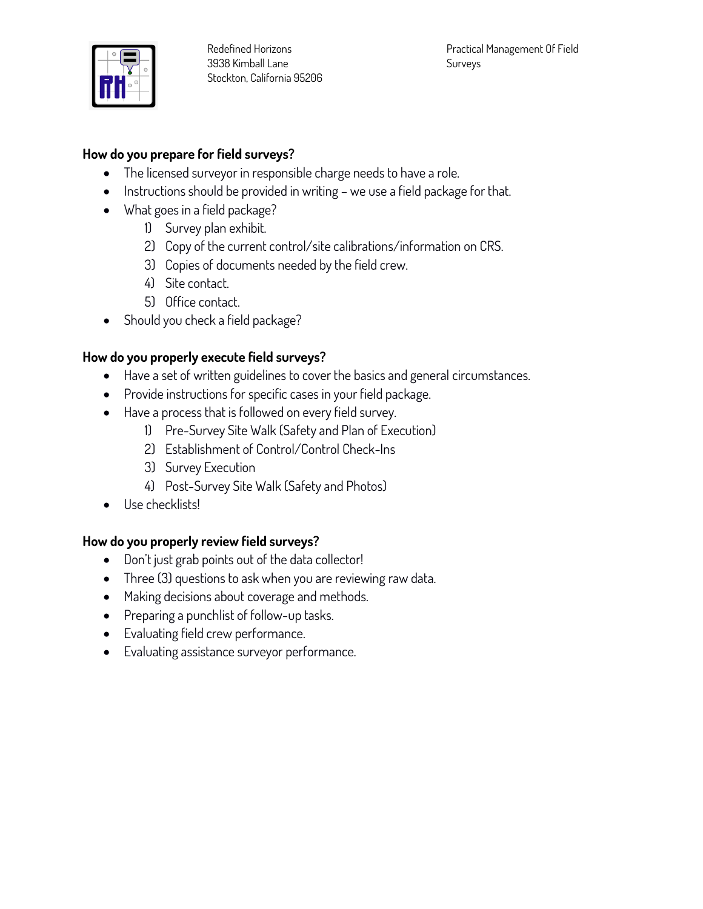Redefined Horizons
3938 Kimball Lane
Stockton, California 95206

Practical Management Of Field Surveys

**How do you prepare for field surveys?**

- The licensed surveyor in responsible charge needs to have a role.
- Instructions should be provided in writing – we use a field package for that.
- What goes in a field package?
  1) Survey plan exhibit.
  2) Copy of the current control/site calibrations/information on CRS.
  3) Copies of documents needed by the field crew.
  4) Site contact.
  5) Office contact.
- Should you check a field package?

**How do you properly execute field surveys?**

- Have a set of written guidelines to cover the basics and general circumstances.
- Provide instructions for specific cases in your field package.
- Have a process that is followed on every field survey.
  1) Pre-Survey Site Walk (Safety and Plan of Execution)
  2) Establishment of Control/Control Check-Ins
  3) Survey Execution
  4) Post-Survey Site Walk (Safety and Photos)
- Use checklists!

**How do you properly review field surveys?**

- Don't just grab points out of the data collector!
- Three (3) questions to ask when you are reviewing raw data.
- Making decisions about coverage and methods.
- Preparing a punchlist of follow-up tasks.
- Evaluating field crew performance.
- Evaluating assistance surveyor performance.